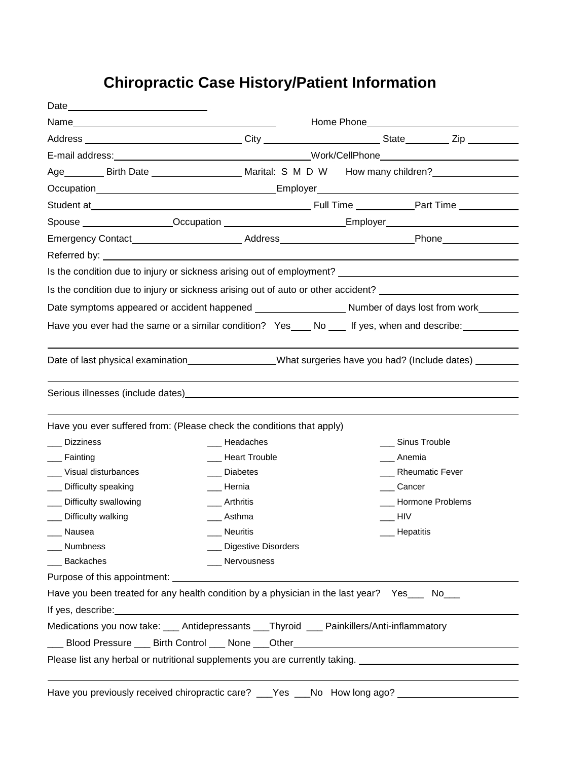# Chiropractic Case History/Patient Information

Date________________________

Name____________________________________ Home Phone__________________________

Address ____________________________ City ____________________ State________ Zip __________

E-mail address:__________________________________ Work/CellPhone________________________

Age_______ Birth Date ________________ Marital: S M D W How many children?_______________

Occupation________________________________ Employer__________________________________

Student at________________________________________ Full Time __________ Part Time ___________

Spouse ________________ Occupation _____________________ Employer________________________

Emergency Contact____________________ Address________________________ Phone______________

Referred by: ___________________________________________________________________________

Is the condition due to injury or sickness arising out of employment? ____________________________

Is the condition due to injury or sickness arising out of auto or other accident? ___________________

Date symptoms appeared or accident happened ________________ Number of days lost from work_______

Have you ever had the same or a similar condition? Yes____ No ___ If yes, when and describe:__________

___________________________________________________________________________________

Date of last physical examination________________ What surgeries have you had? (Include dates) ________

___________________________________________________________________________________

Serious illnesses (include dates)___________________________________________________________

___________________________________________________________________________________

Have you ever suffered from: (Please check the conditions that apply)

| | | |
|---|---|---|
| ___ Dizziness | ___ Headaches | ___ Sinus Trouble |
| ___ Fainting | ___ Heart Trouble | ___ Anemia |
| ___ Visual disturbances | ___ Diabetes | ___ Rheumatic Fever |
| ___ Difficulty speaking | ___ Hernia | ___ Cancer |
| ___ Difficulty swallowing | ___ Arthritis | ___ Hormone Problems |
| ___ Difficulty walking | ___ Asthma | ___ HIV |
| ___ Nausea | ___ Neuritis | ___ Hepatitis |
| ___ Numbness | ___ Digestive Disorders | |
| ___ Backaches | ___ Nervousness | |

Purpose of this appointment: _______________________________________________________________

Have you been treated for any health condition by a physician in the last year? Yes___ No___

If yes, describe:_________________________________________________________________________

Medications you now take: ___ Antidepressants ___Thyroid ___ Painkillers/Anti-inflammatory

___ Blood Pressure ___ Birth Control ___ None ___Other__________________________________________

Please list any herbal or nutritional supplements you are currently taking. _____________________________

___________________________________________________________________________________

Have you previously received chiropractic care? ___Yes ___No How long ago? ______________________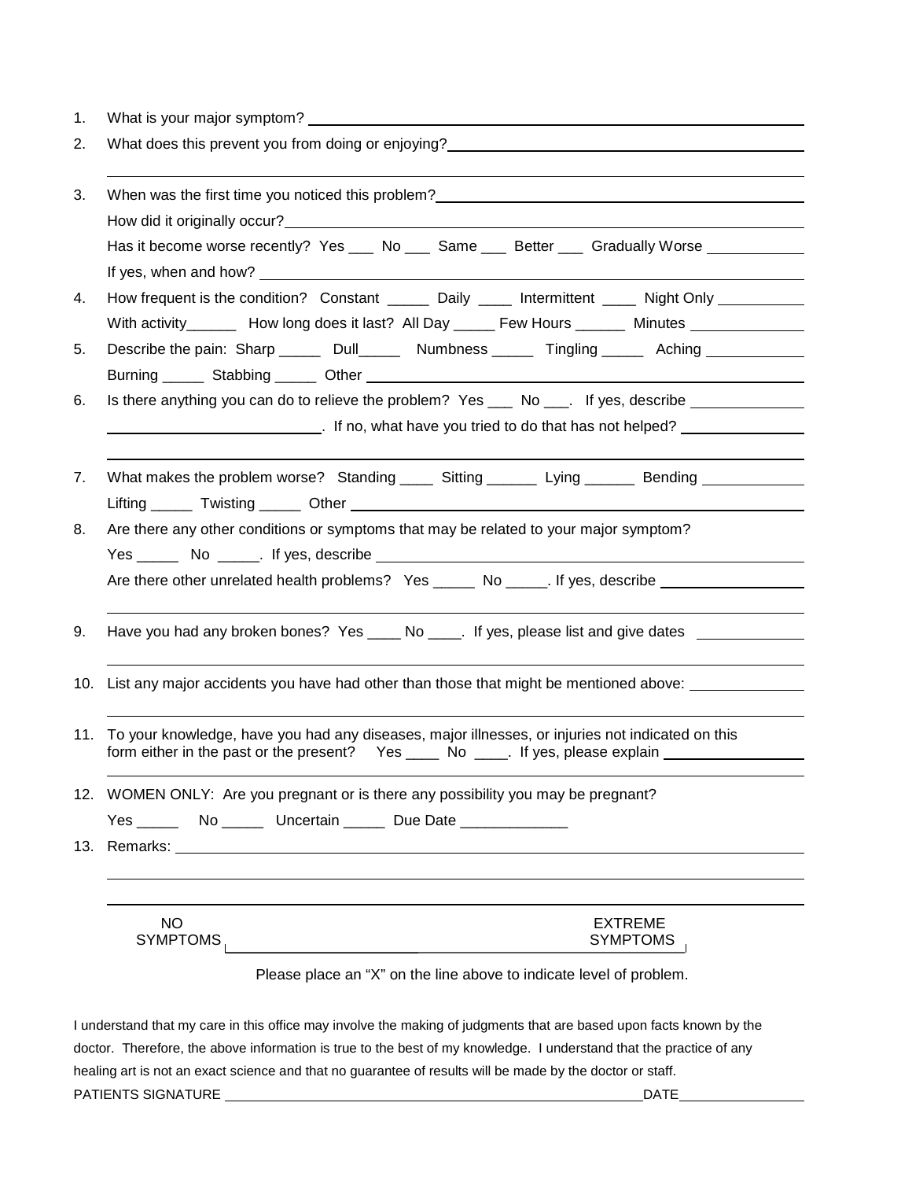1. What is your major symptom? ______________________________________________
2. What does this prevent you from doing or enjoying? ______________________________________________

   ______________________________________________
3. When was the first time you noticed this problem? ______________________________________________

   How did it originally occur? ______________________________________________

   Has it become worse recently? Yes ___ No ___ Same ___ Better ___ Gradually Worse ___________

   If yes, when and how? ______________________________________________
4. How frequent is the condition? Constant _____ Daily ____ Intermittent ____ Night Only __________

   With activity______ How long does it last? All Day _____ Few Hours ______ Minutes ____________
5. Describe the pain: Sharp _____ Dull_____ Numbness _____ Tingling _____ Aching ___________

   Burning _____ Stabbing _____ Other ______________________________________________
6. Is there anything you can do to relieve the problem? Yes ___ No ___. If yes, describe ____________

   _________________________. If no, what have you tried to do that has not helped? ______________

   ______________________________________________
7. What makes the problem worse? Standing ____ Sitting ______ Lying ______ Bending ___________

   Lifting _____ Twisting _____ Other ______________________________________________
8. Are there any other conditions or symptoms that may be related to your major symptom?

   Yes _____ No _____. If yes, describe ______________________________________________

   Are there other unrelated health problems? Yes _____ No _____. If yes, describe _________________

   ______________________________________________
9. Have you had any broken bones? Yes ____ No ____. If yes, please list and give dates ____________

   ______________________________________________
10. List any major accidents you have had other than those that might be mentioned above: ____________

    ______________________________________________
11. To your knowledge, have you had any diseases, major illnesses, or injuries not indicated on this form either in the past or the present? Yes ____ No ____. If yes, please explain ________________

    ______________________________________________
12. WOMEN ONLY: Are you pregnant or is there any possibility you may be pregnant?

    Yes _____ No _____ Uncertain _____ Due Date _____________
13. Remarks: ______________________________________________

    ______________________________________________

    ______________________________________________

NO SYMPTOMS |______________________________________________| EXTREME SYMPTOMS

Please place an "X" on the line above to indicate level of problem.

I understand that my care in this office may involve the making of judgments that are based upon facts known by the doctor. Therefore, the above information is true to the best of my knowledge. I understand that the practice of any healing art is not an exact science and that no guarantee of results will be made by the doctor or staff.

PATIENTS SIGNATURE ______________________________________________ DATE ________________